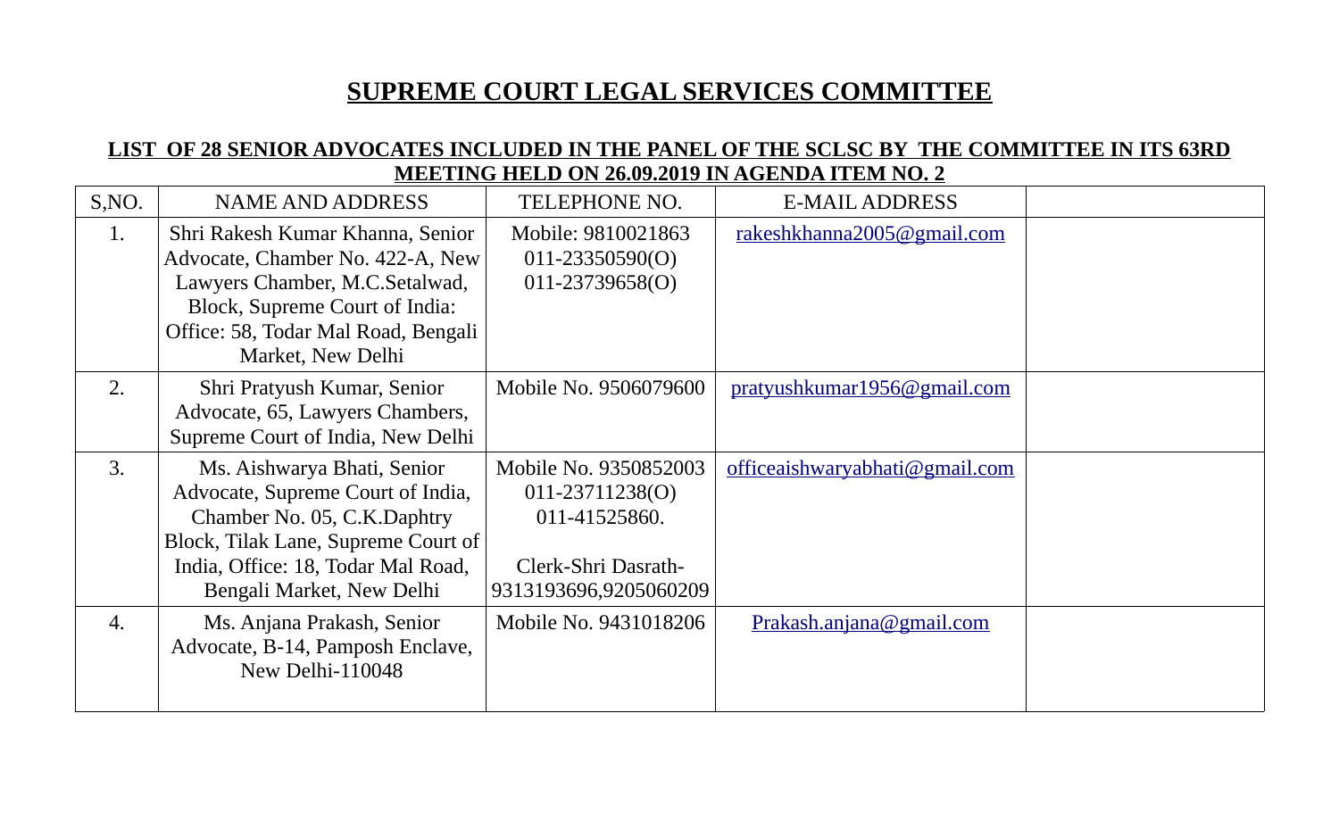# SUPREME COURT LEGAL SERVICES COMMITTEE

## LIST OF 28 SENIOR ADVOCATES INCLUDED IN THE PANEL OF THE SCLSC BY THE COMMITTEE IN ITS 63RD MEETING HELD ON 26.09.2019 IN AGENDA ITEM NO. 2

| S,NO. | NAME AND ADDRESS | TELEPHONE NO. | E-MAIL ADDRESS | |
|---|---|---|---|---|
| 1. | Shri Rakesh Kumar Khanna, Senior Advocate, Chamber No. 422-A, New Lawyers Chamber, M.C.Setalwad, Block, Supreme Court of India: Office: 58, Todar Mal Road, Bengali Market, New Delhi | Mobile: 9810021863<br>011-23350590(O)<br>011-23739658(O) | rakeshkhanna2005@gmail.com | |
| 2. | Shri Pratyush Kumar, Senior Advocate, 65, Lawyers Chambers, Supreme Court of India, New Delhi | Mobile No. 9506079600 | pratyushkumar1956@gmail.com | |
| 3. | Ms. Aishwarya Bhati, Senior Advocate, Supreme Court of India, Chamber No. 05, C.K.Daphtry Block, Tilak Lane, Supreme Court of India, Office: 18, Todar Mal Road, Bengali Market, New Delhi | Mobile No. 9350852003<br>011-23711238(O)<br>011-41525860.<br><br>Clerk-Shri Dasrath-<br>9313193696,9205060209 | officeaishwaryabhati@gmail.com | |
| 4. | Ms. Anjana Prakash, Senior Advocate, B-14, Pamposh Enclave, New Delhi-110048 | Mobile No. 9431018206 | Prakash.anjana@gmail.com | |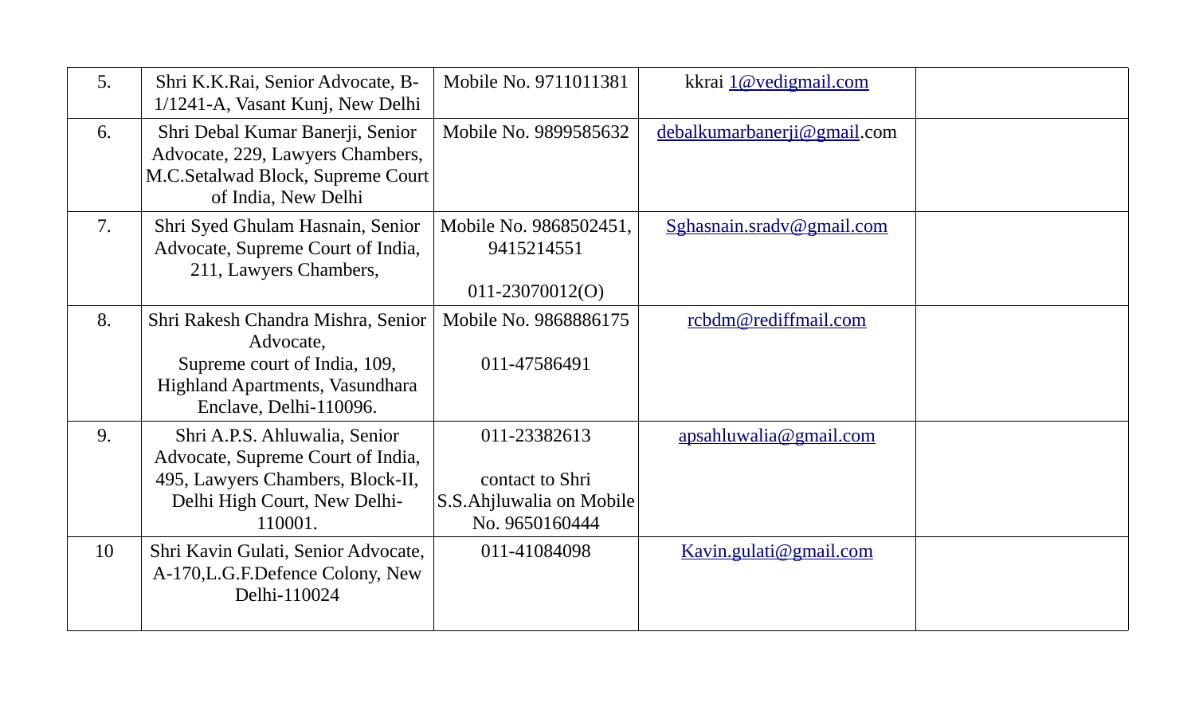| | | | | |
|---|---|---|---|---|
| 5. | Shri K.K.Rai, Senior Advocate, B-1/1241-A, Vasant Kunj, New Delhi | Mobile No. 9711011381 | kkrai 1@vedigmail.com | |
| 6. | Shri Debal Kumar Banerji, Senior Advocate, 229, Lawyers Chambers, M.C.Setalwad Block, Supreme Court of India, New Delhi | Mobile No. 9899585632 | debalkumarbanerji@gmail.com | |
| 7. | Shri Syed Ghulam Hasnain, Senior Advocate, Supreme Court of India, 211, Lawyers Chambers, | Mobile No. 9868502451, 9415214551<br><br>011-23070012(O) | Sghasnain.sradv@gmail.com | |
| 8. | Shri Rakesh Chandra Mishra, Senior Advocate,<br>Supreme court of India, 109, Highland Apartments, Vasundhara Enclave, Delhi-110096. | Mobile No. 9868886175<br><br>011-47586491 | rcbdm@rediffmail.com | |
| 9. | Shri A.P.S. Ahluwalia, Senior Advocate, Supreme Court of India, 495, Lawyers Chambers, Block-II, Delhi High Court, New Delhi-110001. | 011-23382613<br><br>contact to Shri S.S.Ahjluwalia on Mobile No. 9650160444 | apsahluwalia@gmail.com | |
| 10 | Shri Kavin Gulati, Senior Advocate, A-170,L.G.F.Defence Colony, New Delhi-110024 | 011-41084098 | Kavin.gulati@gmail.com | |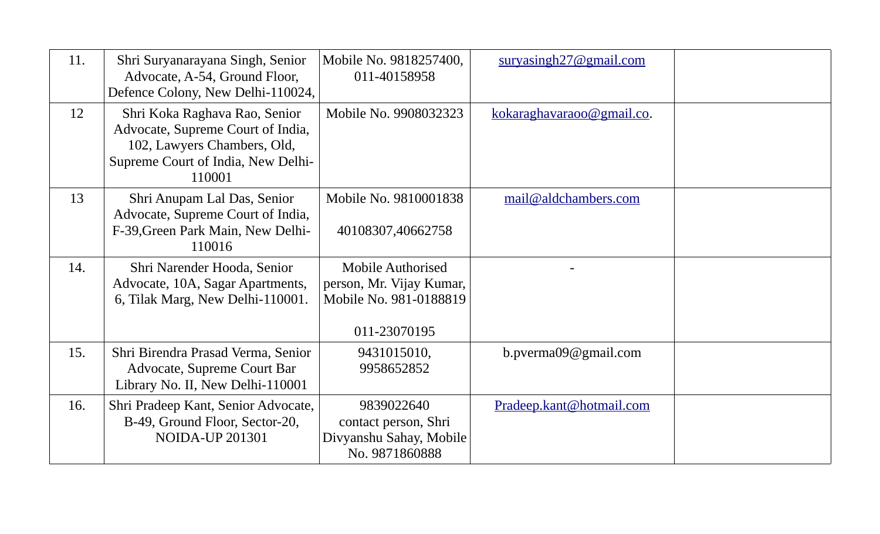| | | | | |
|---|---|---|---|---|
| 11. | Shri Suryanarayana Singh, Senior Advocate, A-54, Ground Floor, Defence Colony, New Delhi-110024, | Mobile No. 9818257400, 011-40158958 | suryasingh27@gmail.com | |
| 12 | Shri Koka Raghava Rao, Senior Advocate, Supreme Court of India, 102, Lawyers Chambers, Old, Supreme Court of India, New Delhi-110001 | Mobile No. 9908032323 | kokaraghavaraoo@gmail.co. | |
| 13 | Shri Anupam Lal Das, Senior Advocate, Supreme Court of India, F-39,Green Park Main, New Delhi-110016 | Mobile No. 9810001838<br><br>40108307,40662758 | mail@aldchambers.com | |
| 14. | Shri Narender Hooda, Senior Advocate, 10A, Sagar Apartments, 6, Tilak Marg, New Delhi-110001. | Mobile Authorised person, Mr. Vijay Kumar, Mobile No. 981-0188819<br><br>011-23070195 | - | |
| 15. | Shri Birendra Prasad Verma, Senior Advocate, Supreme Court Bar Library No. II, New Delhi-110001 | 9431015010, 9958652852 | b.pverma09@gmail.com | |
| 16. | Shri Pradeep Kant, Senior Advocate, B-49, Ground Floor, Sector-20, NOIDA-UP 201301 | 9839022640 contact person, Shri Divyanshu Sahay, Mobile No. 9871860888 | Pradeep.kant@hotmail.com | |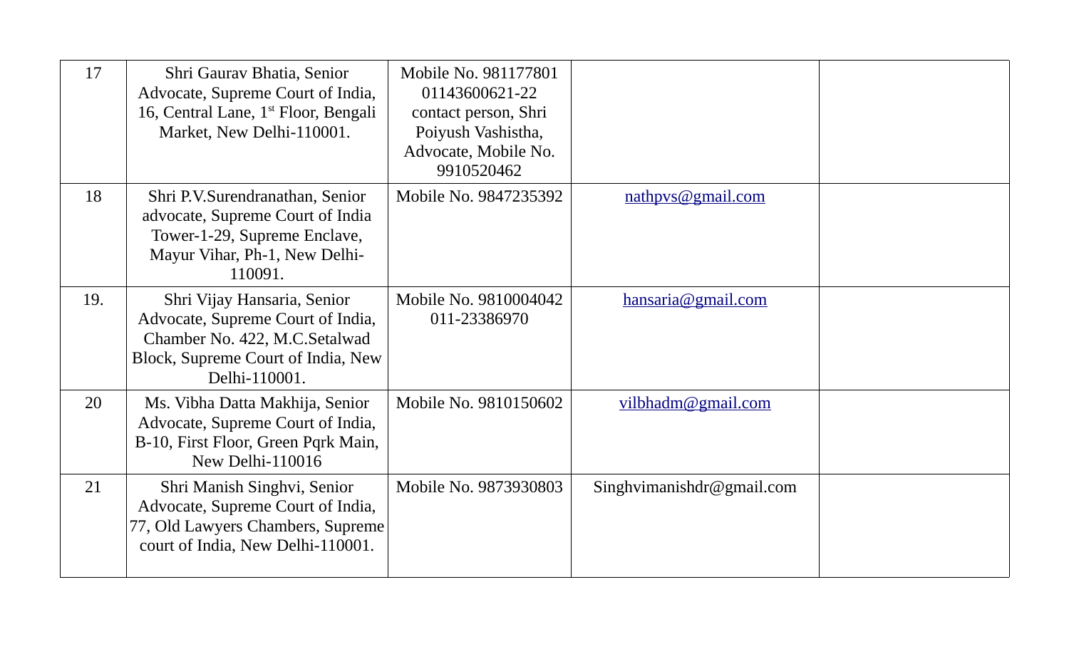| 17 | Shri Gaurav Bhatia, Senior Advocate, Supreme Court of India, 16, Central Lane, 1st Floor, Bengali Market, New Delhi-110001. | Mobile No. 981177801 01143600621-22 contact person, Shri Poiyush Vashistha, Advocate, Mobile No. 9910520462 | | |
|---|---|---|---|---|
| 18 | Shri P.V.Surendranathan, Senior advocate, Supreme Court of India Tower-1-29, Supreme Enclave, Mayur Vihar, Ph-1, New Delhi-110091. | Mobile No. 9847235392 | nathpvs@gmail.com | |
| 19. | Shri Vijay Hansaria, Senior Advocate, Supreme Court of India, Chamber No. 422, M.C.Setalwad Block, Supreme Court of India, New Delhi-110001. | Mobile No. 9810004042 011-23386970 | hansaria@gmail.com | |
| 20 | Ms. Vibha Datta Makhija, Senior Advocate, Supreme Court of India, B-10, First Floor, Green Pqrk Main, New Delhi-110016 | Mobile No. 9810150602 | vilbhadm@gmail.com | |
| 21 | Shri Manish Singhvi, Senior Advocate, Supreme Court of India, 77, Old Lawyers Chambers, Supreme court of India, New Delhi-110001. | Mobile No. 9873930803 | Singhvimanishdr@gmail.com | |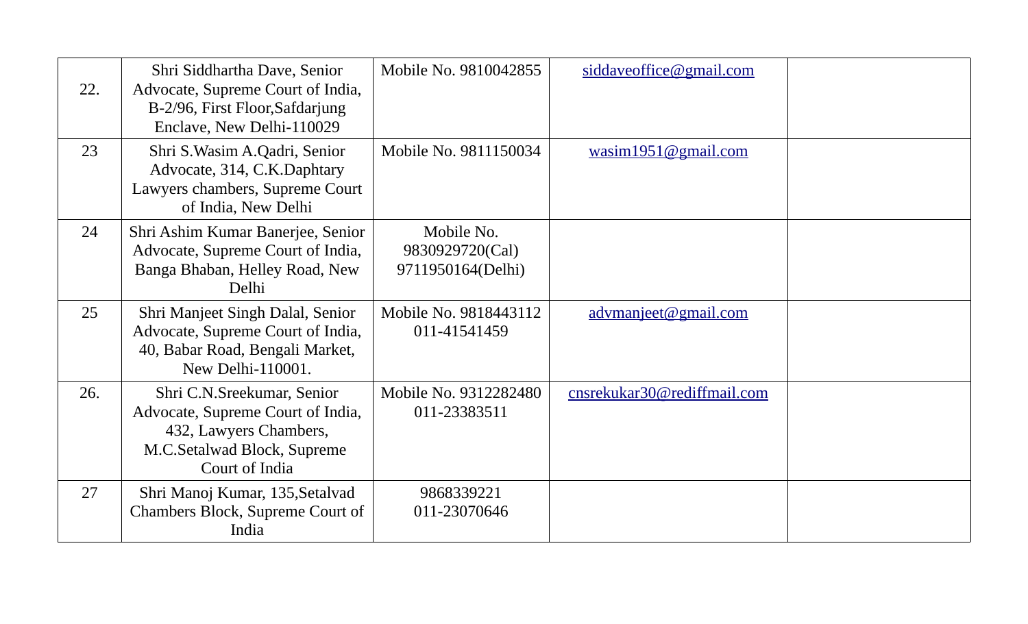| | | | | |
|---|---|---|---|---|
| 22. | Shri Siddhartha Dave, Senior Advocate, Supreme Court of India, B-2/96, First Floor,Safdarjung Enclave, New Delhi-110029 | Mobile No. 9810042855 | siddaveoffice@gmail.com | |
| 23 | Shri S.Wasim A.Qadri, Senior Advocate, 314, C.K.Daphtary Lawyers chambers, Supreme Court of India, New Delhi | Mobile No. 9811150034 | wasim1951@gmail.com | |
| 24 | Shri Ashim Kumar Banerjee, Senior Advocate, Supreme Court of India, Banga Bhaban, Helley Road, New Delhi | Mobile No. 9830929720(Cal) 9711950164(Delhi) | | |
| 25 | Shri Manjeet Singh Dalal, Senior Advocate, Supreme Court of India, 40, Babar Road, Bengali Market, New Delhi-110001. | Mobile No. 9818443112 011-41541459 | advmanjeet@gmail.com | |
| 26. | Shri C.N.Sreekumar, Senior Advocate, Supreme Court of India, 432, Lawyers Chambers, M.C.Setalwad Block, Supreme Court of India | Mobile No. 9312282480 011-23383511 | cnsrekukar30@rediffmail.com | |
| 27 | Shri Manoj Kumar, 135,Setalvad Chambers Block, Supreme Court of India | 9868339221 011-23070646 | | |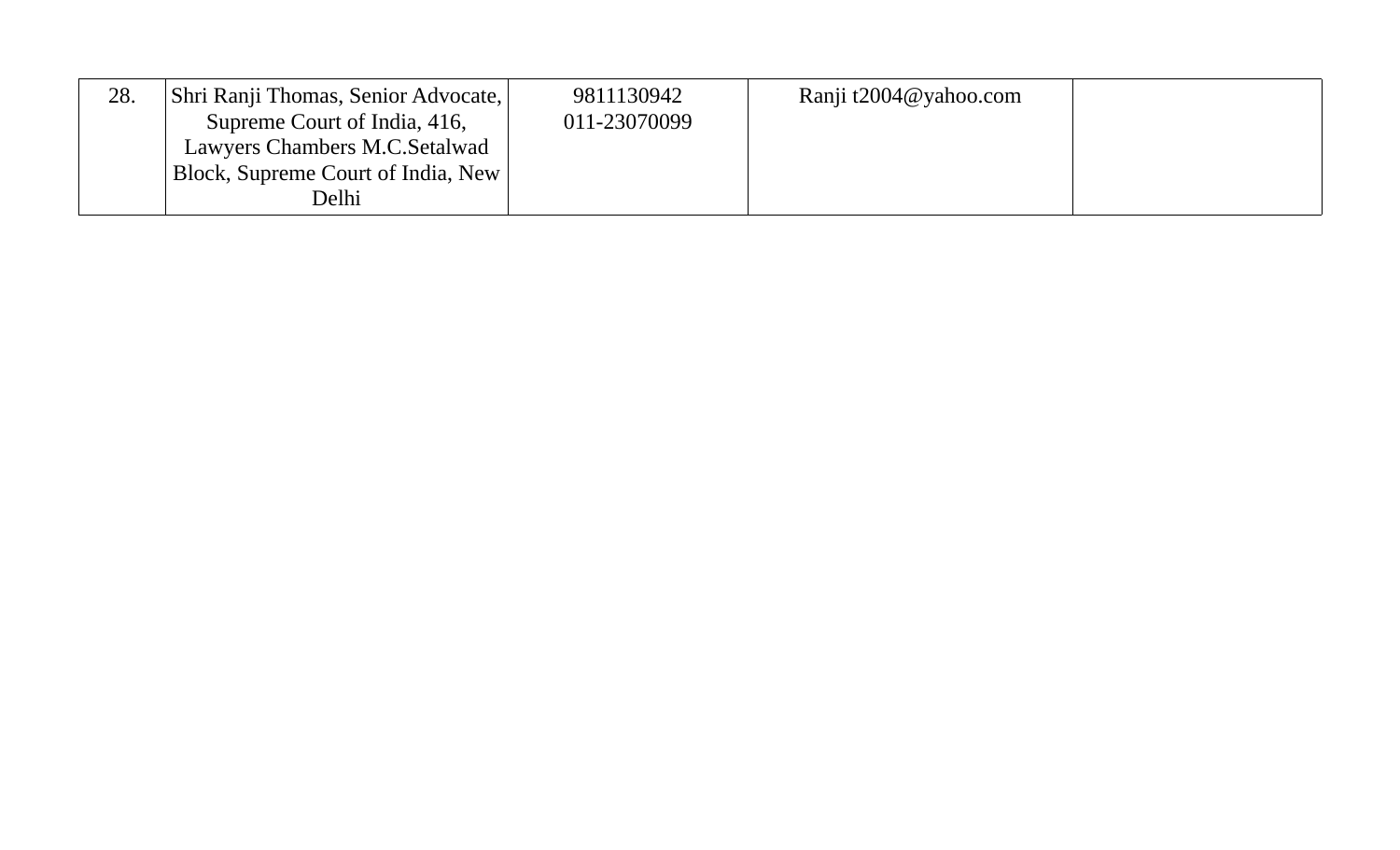| | | | | |
|---|---|---|---|---|
| 28. | Shri Ranji Thomas, Senior Advocate, Supreme Court of India, 416, Lawyers Chambers M.C.Setalwad Block, Supreme Court of India, New Delhi | 9811130942<br>011-23070099 | Ranji t2004@yahoo.com | |